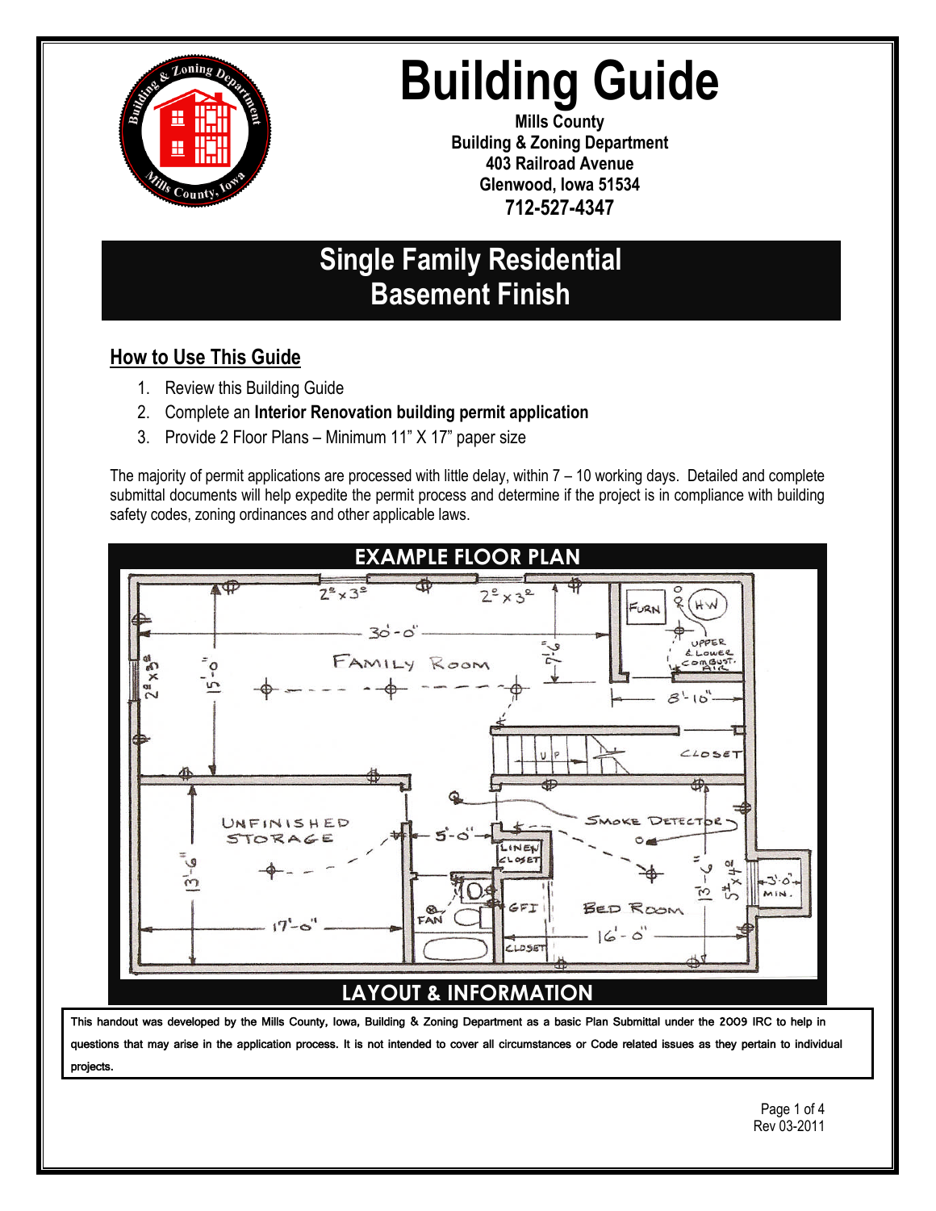# Building Guide

**Mills County**
**Building & Zoning Department**
**403 Railroad Avenue**
**Glenwood, Iowa 51534**
**712-527-4347**

## Single Family Residential Basement Finish

### How to Use This Guide

1. Review this Building Guide
2. Complete an **Interior Renovation building permit application**
3. Provide 2 Floor Plans – Minimum 11" X 17" paper size

The majority of permit applications are processed with little delay, within 7 – 10 working days. Detailed and complete submittal documents will help expedite the permit process and determine if the project is in compliance with building safety codes, zoning ordinances and other applicable laws.

**EXAMPLE FLOOR PLAN**

**LAYOUT & INFORMATION**

This handout was developed by the Mills County, Iowa, Building & Zoning Department as a basic Plan Submittal under the 2009 IRC to help in questions that may arise in the application process. It is not intended to cover all circumstances or Code related issues as they pertain to individual projects.

Rev 03-2011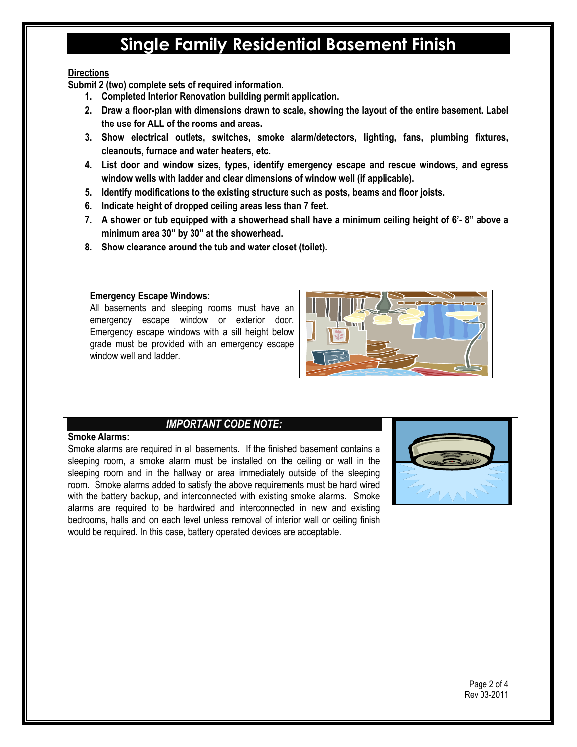# Single Family Residential Basement Finish

**Directions**

**Submit 2 (two) complete sets of required information.**

1. **Completed Interior Renovation building permit application.**
2. **Draw a floor-plan with dimensions drawn to scale, showing the layout of the entire basement. Label the use for ALL of the rooms and areas.**
3. **Show electrical outlets, switches, smoke alarm/detectors, lighting, fans, plumbing fixtures, cleanouts, furnace and water heaters, etc.**
4. **List door and window sizes, types, identify emergency escape and rescue windows, and egress window wells with ladder and clear dimensions of window well (if applicable).**
5. **Identify modifications to the existing structure such as posts, beams and floor joists.**
6. **Indicate height of dropped ceiling areas less than 7 feet.**
7. **A shower or tub equipped with a showerhead shall have a minimum ceiling height of 6'- 8" above a minimum area 30" by 30" at the showerhead.**
8. **Show clearance around the tub and water closet (toilet).**

**Emergency Escape Windows:**
All basements and sleeping rooms must have an emergency escape window or exterior door. Emergency escape windows with a sill height below grade must be provided with an emergency escape window well and ladder.

***IMPORTANT CODE NOTE:***

**Smoke Alarms:**
Smoke alarms are required in all basements. If the finished basement contains a sleeping room, a smoke alarm must be installed on the ceiling or wall in the sleeping room and in the hallway or area immediately outside of the sleeping room. Smoke alarms added to satisfy the above requirements must be hard wired with the battery backup, and interconnected with existing smoke alarms. Smoke alarms are required to be hardwired and interconnected in new and existing bedrooms, halls and on each level unless removal of interior wall or ceiling finish would be required. In this case, battery operated devices are acceptable.

Rev 03-2011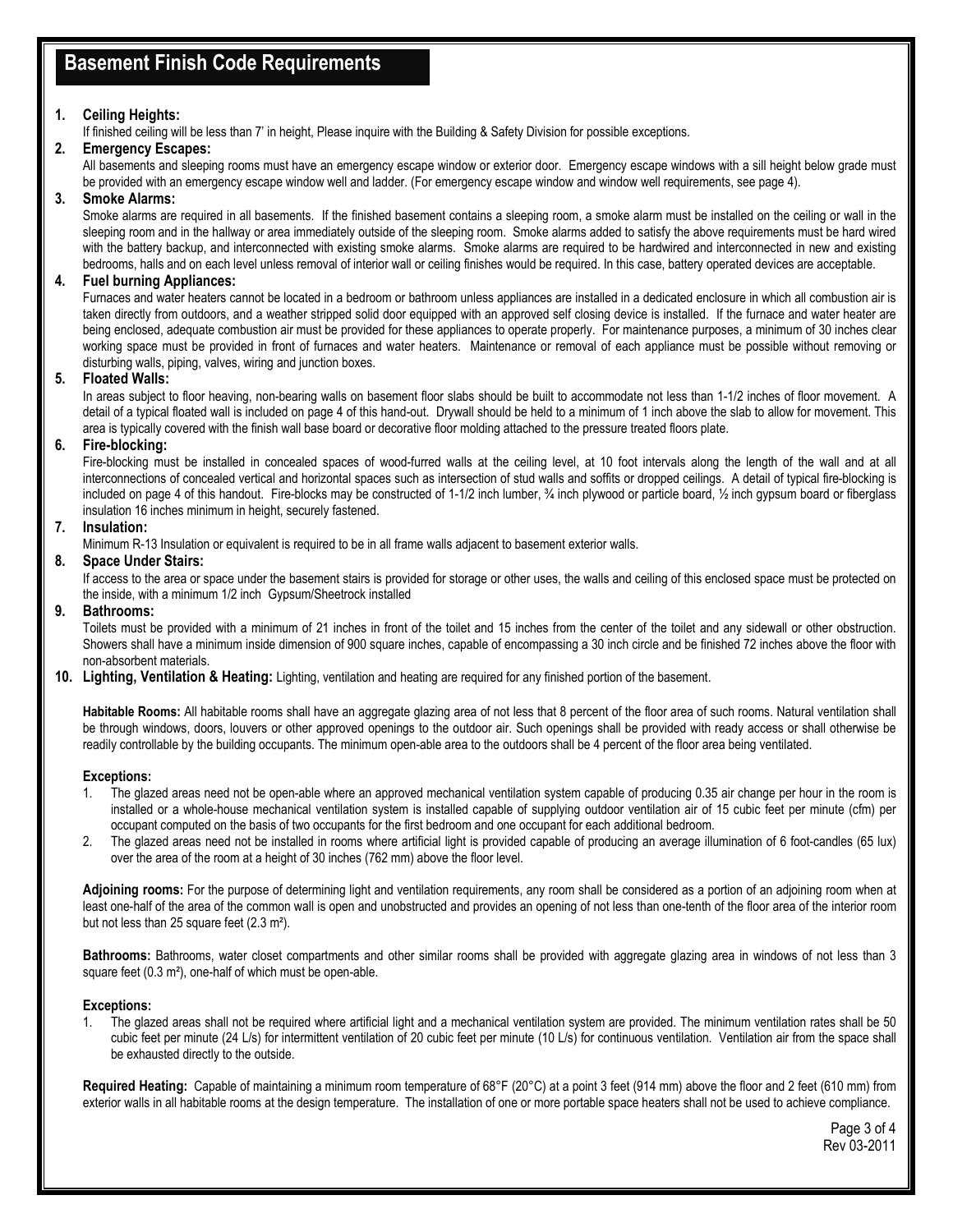# Basement Finish Code Requirements

1. **Ceiling Heights:**
   If finished ceiling will be less than 7' in height, Please inquire with the Building & Safety Division for possible exceptions.

2. **Emergency Escapes:**
   All basements and sleeping rooms must have an emergency escape window or exterior door. Emergency escape windows with a sill height below grade must be provided with an emergency escape window well and ladder. (For emergency escape window and window well requirements, see page 4).

3. **Smoke Alarms:**
   Smoke alarms are required in all basements. If the finished basement contains a sleeping room, a smoke alarm must be installed on the ceiling or wall in the sleeping room and in the hallway or area immediately outside of the sleeping room. Smoke alarms added to satisfy the above requirements must be hard wired with the battery backup, and interconnected with existing smoke alarms. Smoke alarms are required to be hardwired and interconnected in new and existing bedrooms, halls and on each level unless removal of interior wall or ceiling finishes would be required. In this case, battery operated devices are acceptable.

4. **Fuel burning Appliances:**
   Furnaces and water heaters cannot be located in a bedroom or bathroom unless appliances are installed in a dedicated enclosure in which all combustion air is taken directly from outdoors, and a weather stripped solid door equipped with an approved self closing device is installed. If the furnace and water heater are being enclosed, adequate combustion air must be provided for these appliances to operate properly. For maintenance purposes, a minimum of 30 inches clear working space must be provided in front of furnaces and water heaters. Maintenance or removal of each appliance must be possible without removing or disturbing walls, piping, valves, wiring and junction boxes.

5. **Floated Walls:**
   In areas subject to floor heaving, non-bearing walls on basement floor slabs should be built to accommodate not less than 1-1/2 inches of floor movement. A detail of a typical floated wall is included on page 4 of this hand-out. Drywall should be held to a minimum of 1 inch above the slab to allow for movement. This area is typically covered with the finish wall base board or decorative floor molding attached to the pressure treated floors plate.

6. **Fire-blocking:**
   Fire-blocking must be installed in concealed spaces of wood-furred walls at the ceiling level, at 10 foot intervals along the length of the wall and at all interconnections of concealed vertical and horizontal spaces such as intersection of stud walls and soffits or dropped ceilings. A detail of typical fire-blocking is included on page 4 of this handout. Fire-blocks may be constructed of 1-1/2 inch lumber, ¾ inch plywood or particle board, ½ inch gypsum board or fiberglass insulation 16 inches minimum in height, securely fastened.

7. **Insulation:**
   Minimum R-13 Insulation or equivalent is required to be in all frame walls adjacent to basement exterior walls.

8. **Space Under Stairs:**
   If access to the area or space under the basement stairs is provided for storage or other uses, the walls and ceiling of this enclosed space must be protected on the inside, with a minimum 1/2 inch Gypsum/Sheetrock installed

9. **Bathrooms:**
   Toilets must be provided with a minimum of 21 inches in front of the toilet and 15 inches from the center of the toilet and any sidewall or other obstruction. Showers shall have a minimum inside dimension of 900 square inches, capable of encompassing a 30 inch circle and be finished 72 inches above the floor with non-absorbent materials.

10. **Lighting, Ventilation & Heating:** Lighting, ventilation and heating are required for any finished portion of the basement.

**Habitable Rooms:** All habitable rooms shall have an aggregate glazing area of not less that 8 percent of the floor area of such rooms. Natural ventilation shall be through windows, doors, louvers or other approved openings to the outdoor air. Such openings shall be provided with ready access or shall otherwise be readily controllable by the building occupants. The minimum open-able area to the outdoors shall be 4 percent of the floor area being ventilated.

**Exceptions:**

1. The glazed areas need not be open-able where an approved mechanical ventilation system capable of producing 0.35 air change per hour in the room is installed or a whole-house mechanical ventilation system is installed capable of supplying outdoor ventilation air of 15 cubic feet per minute (cfm) per occupant computed on the basis of two occupants for the first bedroom and one occupant for each additional bedroom.
2. The glazed areas need not be installed in rooms where artificial light is provided capable of producing an average illumination of 6 foot-candles (65 lux) over the area of the room at a height of 30 inches (762 mm) above the floor level.

**Adjoining rooms:** For the purpose of determining light and ventilation requirements, any room shall be considered as a portion of an adjoining room when at least one-half of the area of the common wall is open and unobstructed and provides an opening of not less than one-tenth of the floor area of the interior room but not less than 25 square feet (2.3 m²).

**Bathrooms:** Bathrooms, water closet compartments and other similar rooms shall be provided with aggregate glazing area in windows of not less than 3 square feet (0.3 m²), one-half of which must be open-able.

**Exceptions:**

1. The glazed areas shall not be required where artificial light and a mechanical ventilation system are provided. The minimum ventilation rates shall be 50 cubic feet per minute (24 L/s) for intermittent ventilation of 20 cubic feet per minute (10 L/s) for continuous ventilation. Ventilation air from the space shall be exhausted directly to the outside.

**Required Heating:** Capable of maintaining a minimum room temperature of 68°F (20°C) at a point 3 feet (914 mm) above the floor and 2 feet (610 mm) from exterior walls in all habitable rooms at the design temperature. The installation of one or more portable space heaters shall not be used to achieve compliance.

Rev 03-2011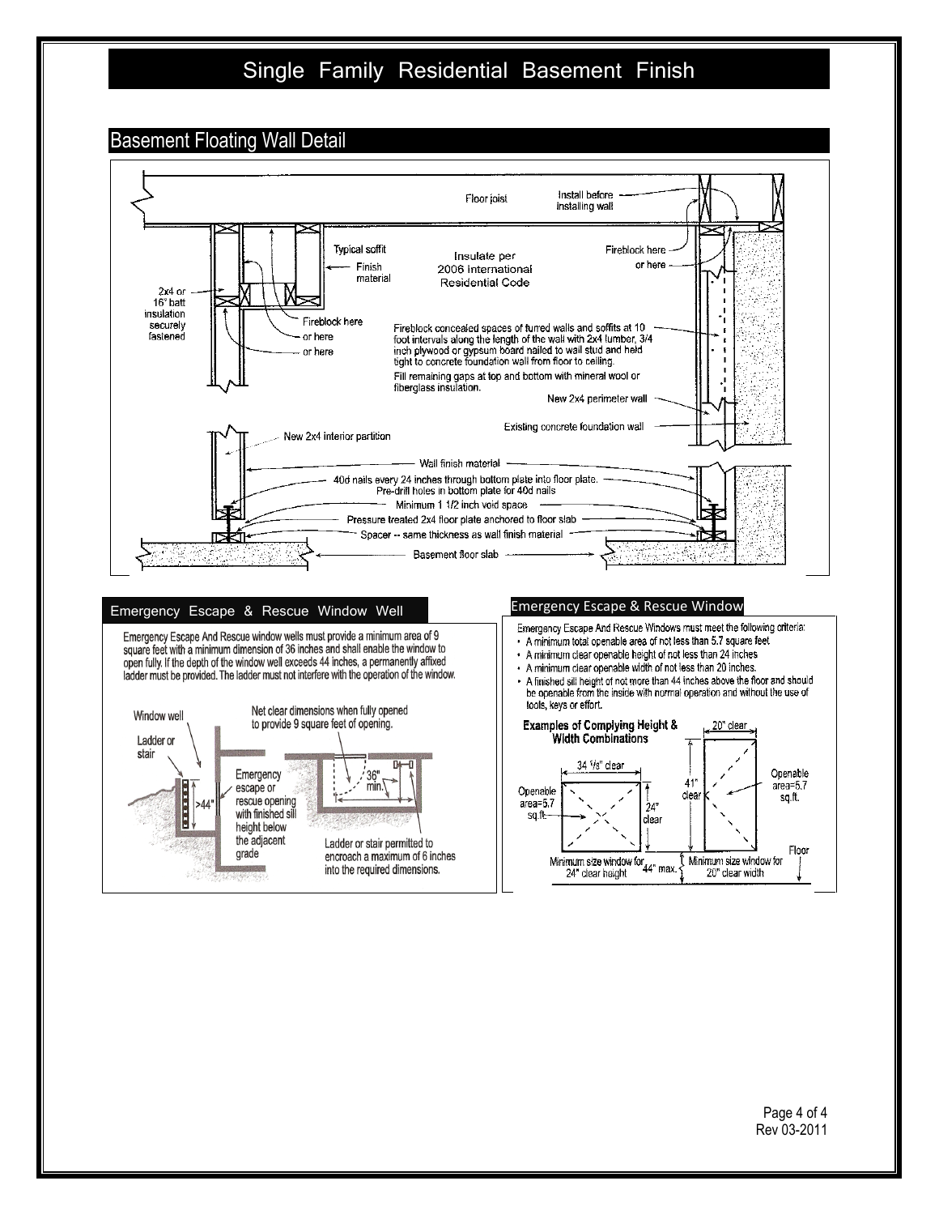# Single Family Residential Basement Finish

## Basement Floating Wall Detail

Floor joist

Install before installing wall

Typical soffit

Finish material

Insulate per 2006 International Residential Code

Fireblock here

or here

2x4 or 16" batt insulation securely fastened

Fireblock here

or here

or here

Fireblock concealed spaces of furred walls and soffits at 10 foot intervals along the length of the wall with 2x4 lumber, 3/4 inch plywood or gypsum board nailed to wall stud and held tight to concrete foundation wall from floor to ceiling.

Fill remaining gaps at top and bottom with mineral wool or fiberglass insulation.

New 2x4 perimeter wall

Existing concrete foundation wall

New 2x4 interior partition

Wall finish material

40d nails every 24 inches through bottom plate into floor plate. Pre-drill holes in bottom plate for 40d nails

Minimum 1 1/2 inch void space

Pressure treated 2x4 floor plate anchored to floor slab

Spacer -- same thickness as wall finish material

Basement floor slab

## Emergency Escape & Rescue Window Well

Emergency Escape And Rescue window wells must provide a minimum area of 9 square feet with a minimum dimension of 36 inches and shall enable the window to open fully. If the depth of the window well exceeds 44 inches, a permanently affixed ladder must be provided. The ladder must not interfere with the operation of the window.

Window well

Ladder or stair

>44"

Emergency escape or rescue opening with finished sill height below the adjacent grade

Net clear dimensions when fully opened to provide 9 square feet of opening.

36" min.

Ladder or stair permitted to encroach a maximum of 6 inches into the required dimensions.

## Emergency Escape & Rescue Window

Emergency Escape And Rescue Windows must meet the following criteria:

- A minimum total openable area of not less than 5.7 square feet.
- A minimum clear openable height of not less than 24 inches
- A minimum clear openable width of not less than 20 inches.
- A finished sill height of not more than 44 inches above the floor and should be openable from the inside with normal operation and without the use of tools, keys or effort.

**Examples of Complying Height & Width Combinations**

34 1/8" clear

Openable area=5.7 sq.ft.

24" clear

Minimum size window for 24" clear height

44" max.

20" clear

41" clear

Openable area=5.7 sq.ft.

Minimum size window for 20" clear width

Floor